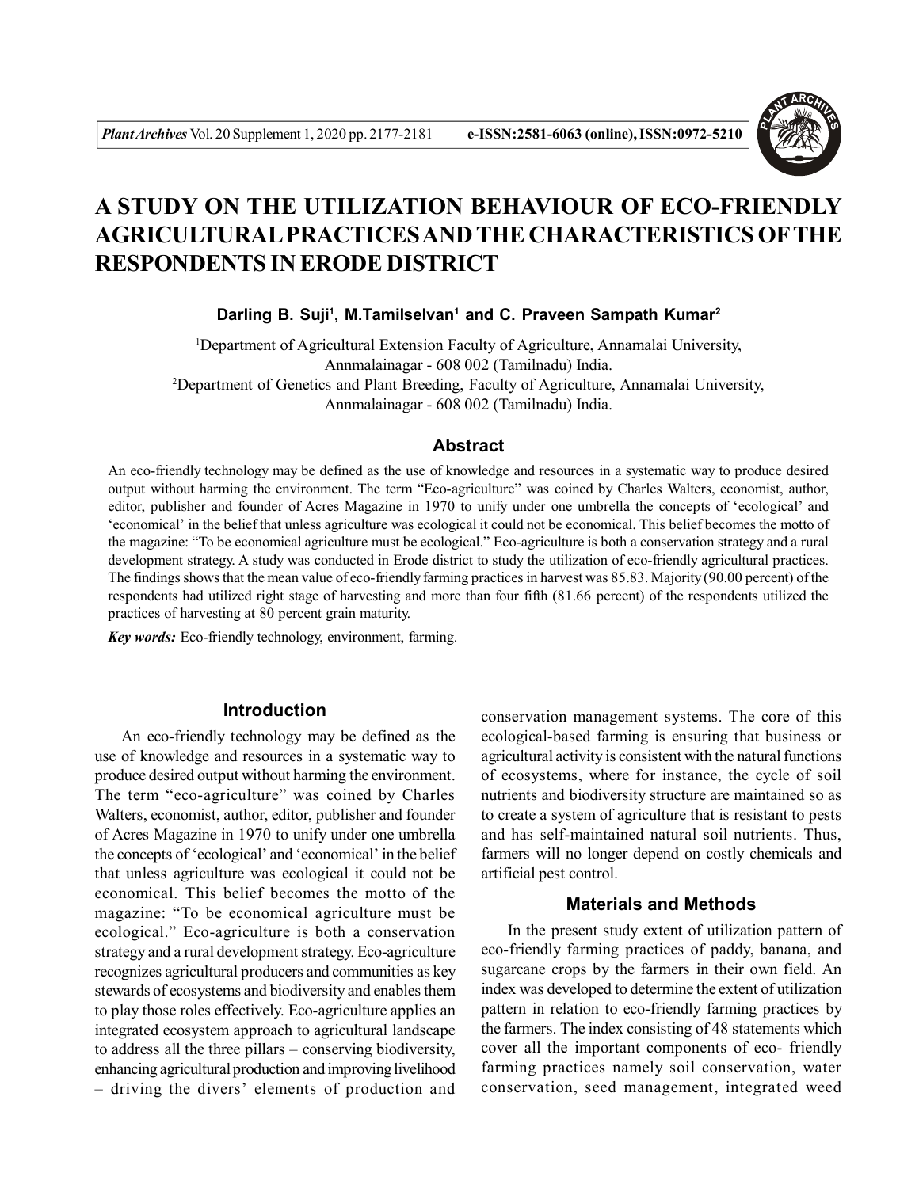# A STUDY ON THE UTILIZATION BEHAVIOUR OF ECO-FRIENDLY AGRICULTURAL PRACTICES AND THE CHARACTERISTICS OF THE RESPONDENTS IN ERODE DISTRICT

**Darling B. Suji[1], M.Tamilselvan[1] and C. Praveen Sampath Kumar[2]**

[1]Department of Agricultural Extension Faculty of Agriculture, Annamalai University, Annmalainagar - 608 002 (Tamilnadu) India.
[2]Department of Genetics and Plant Breeding, Faculty of Agriculture, Annamalai University, Annmalainagar - 608 002 (Tamilnadu) India.

## Abstract

An eco-friendly technology may be defined as the use of knowledge and resources in a systematic way to produce desired output without harming the environment. The term "Eco-agriculture" was coined by Charles Walters, economist, author, editor, publisher and founder of Acres Magazine in 1970 to unify under one umbrella the concepts of 'ecological' and 'economical' in the belief that unless agriculture was ecological it could not be economical. This belief becomes the motto of the magazine: "To be economical agriculture must be ecological." Eco-agriculture is both a conservation strategy and a rural development strategy. A study was conducted in Erode district to study the utilization of eco-friendly agricultural practices. The findings shows that the mean value of eco-friendly farming practices in harvest was 85.83. Majority (90.00 percent) of the respondents had utilized right stage of harvesting and more than four fifth (81.66 percent) of the respondents utilized the practices of harvesting at 80 percent grain maturity.

*Key words:* Eco-friendly technology, environment, farming.

## Introduction

An eco-friendly technology may be defined as the use of knowledge and resources in a systematic way to produce desired output without harming the environment. The term "eco-agriculture" was coined by Charles Walters, economist, author, editor, publisher and founder of Acres Magazine in 1970 to unify under one umbrella the concepts of 'ecological' and 'economical' in the belief that unless agriculture was ecological it could not be economical. This belief becomes the motto of the magazine: "To be economical agriculture must be ecological." Eco-agriculture is both a conservation strategy and a rural development strategy. Eco-agriculture recognizes agricultural producers and communities as key stewards of ecosystems and biodiversity and enables them to play those roles effectively. Eco-agriculture applies an integrated ecosystem approach to agricultural landscape to address all the three pillars – conserving biodiversity, enhancing agricultural production and improving livelihood – driving the divers' elements of production and conservation management systems. The core of this ecological-based farming is ensuring that business or agricultural activity is consistent with the natural functions of ecosystems, where for instance, the cycle of soil nutrients and biodiversity structure are maintained so as to create a system of agriculture that is resistant to pests and has self-maintained natural soil nutrients. Thus, farmers will no longer depend on costly chemicals and artificial pest control.

## Materials and Methods

In the present study extent of utilization pattern of eco-friendly farming practices of paddy, banana, and sugarcane crops by the farmers in their own field. An index was developed to determine the extent of utilization pattern in relation to eco-friendly farming practices by the farmers. The index consisting of 48 statements which cover all the important components of eco- friendly farming practices namely soil conservation, water conservation, seed management, integrated weed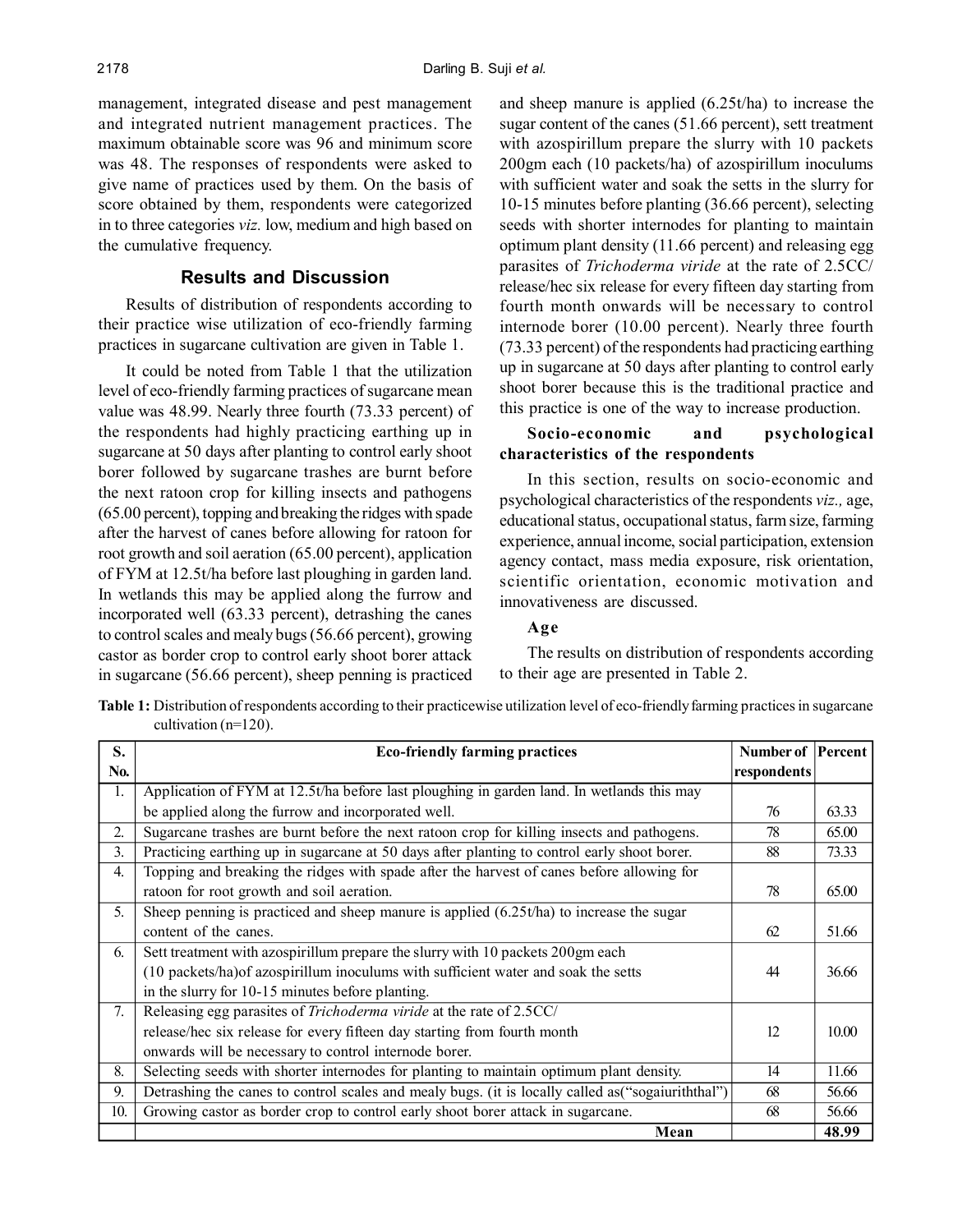management, integrated disease and pest management and integrated nutrient management practices. The maximum obtainable score was 96 and minimum score was 48. The responses of respondents were asked to give name of practices used by them. On the basis of score obtained by them, respondents were categorized in to three categories *viz.* low, medium and high based on the cumulative frequency.

## Results and Discussion

Results of distribution of respondents according to their practice wise utilization of eco-friendly farming practices in sugarcane cultivation are given in Table 1.

It could be noted from Table 1 that the utilization level of eco-friendly farming practices of sugarcane mean value was 48.99. Nearly three fourth (73.33 percent) of the respondents had highly practicing earthing up in sugarcane at 50 days after planting to control early shoot borer followed by sugarcane trashes are burnt before the next ratoon crop for killing insects and pathogens (65.00 percent), topping and breaking the ridges with spade after the harvest of canes before allowing for ratoon for root growth and soil aeration (65.00 percent), application of FYM at 12.5t/ha before last ploughing in garden land. In wetlands this may be applied along the furrow and incorporated well (63.33 percent), detrashing the canes to control scales and mealy bugs (56.66 percent), growing castor as border crop to control early shoot borer attack in sugarcane (56.66 percent), sheep penning is practiced and sheep manure is applied (6.25t/ha) to increase the sugar content of the canes (51.66 percent), sett treatment with azospirillum prepare the slurry with 10 packets 200gm each (10 packets/ha) of azospirillum inoculums with sufficient water and soak the setts in the slurry for 10-15 minutes before planting (36.66 percent), selecting seeds with shorter internodes for planting to maintain optimum plant density (11.66 percent) and releasing egg parasites of *Trichoderma viride* at the rate of 2.5CC/ release/hec six release for every fifteen day starting from fourth month onwards will be necessary to control internode borer (10.00 percent). Nearly three fourth (73.33 percent) of the respondents had practicing earthing up in sugarcane at 50 days after planting to control early shoot borer because this is the traditional practice and this practice is one of the way to increase production.

### Socio-economic and psychological characteristics of the respondents

In this section, results on socio-economic and psychological characteristics of the respondents *viz.,* age, educational status, occupational status, farm size, farming experience, annual income, social participation, extension agency contact, mass media exposure, risk orientation, scientific orientation, economic motivation and innovativeness are discussed.

### Age

The results on distribution of respondents according to their age are presented in Table 2.

**Table 1:** Distribution of respondents according to their practicewise utilization level of eco-friendly farming practices in sugarcane cultivation (n=120).

| S. No. | Eco-friendly farming practices | Number of respondents | Percent |
|---|---|---|---|
| 1. | Application of FYM at 12.5t/ha before last ploughing in garden land. In wetlands this may be applied along the furrow and incorporated well. | 76 | 63.33 |
| 2. | Sugarcane trashes are burnt before the next ratoon crop for killing insects and pathogens. | 78 | 65.00 |
| 3. | Practicing earthing up in sugarcane at 50 days after planting to control early shoot borer. | 88 | 73.33 |
| 4. | Topping and breaking the ridges with spade after the harvest of canes before allowing for ratoon for root growth and soil aeration. | 78 | 65.00 |
| 5. | Sheep penning is practiced and sheep manure is applied (6.25t/ha) to increase the sugar content of the canes. | 62 | 51.66 |
| 6. | Sett treatment with azospirillum prepare the slurry with 10 packets 200gm each (10 packets/ha)of azospirillum inoculums with sufficient water and soak the setts in the slurry for 10-15 minutes before planting. | 44 | 36.66 |
| 7. | Releasing egg parasites of *Trichoderma viride* at the rate of 2.5CC/ release/hec six release for every fifteen day starting from fourth month onwards will be necessary to control internode borer. | 12 | 10.00 |
| 8. | Selecting seeds with shorter internodes for planting to maintain optimum plant density. | 14 | 11.66 |
| 9. | Detrashing the canes to control scales and mealy bugs. (it is locally called as("sogaiuriththal") | 68 | 56.66 |
| 10. | Growing castor as border crop to control early shoot borer attack in sugarcane. | 68 | 56.66 |
| | **Mean** | | **48.99** |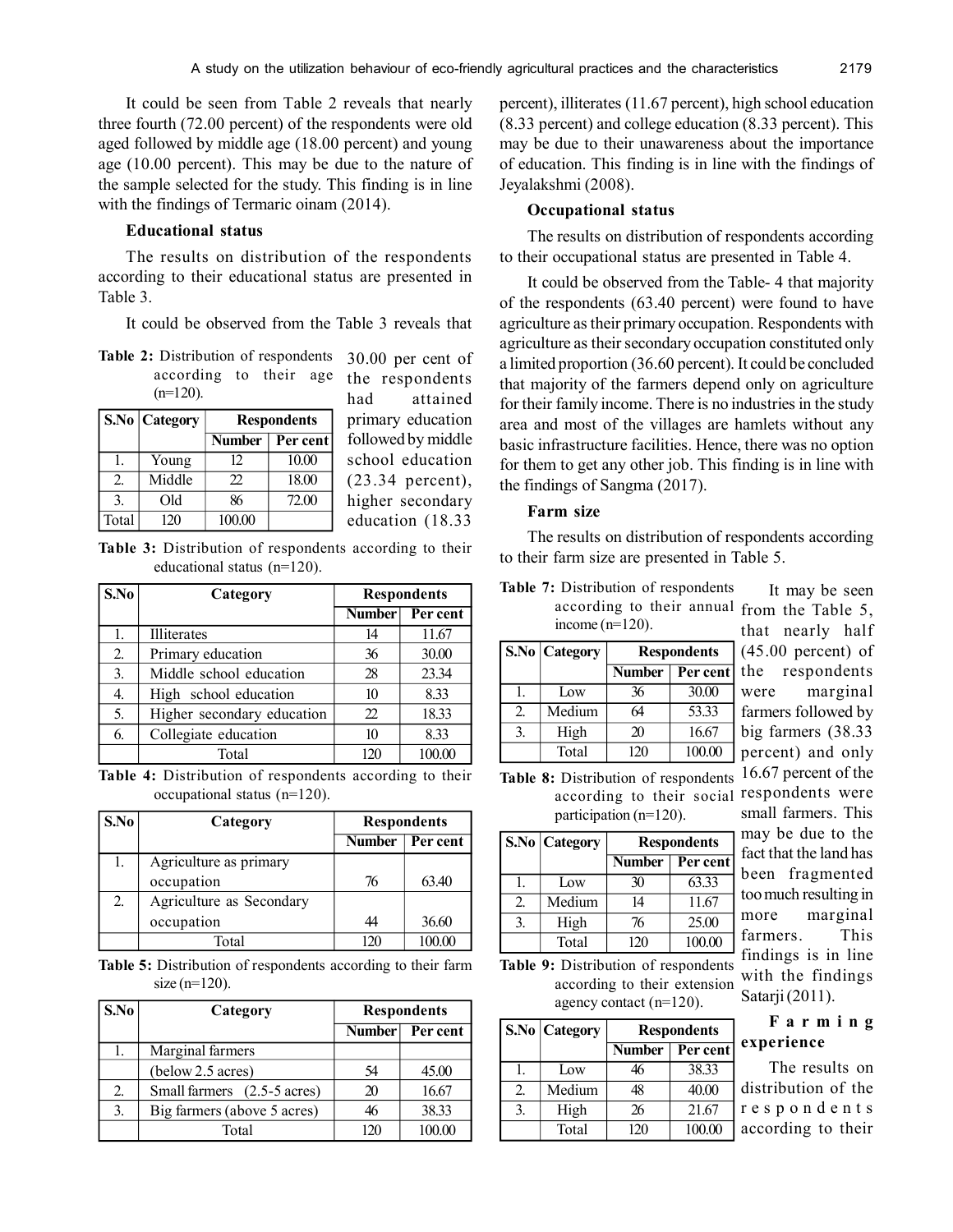It could be seen from Table 2 reveals that nearly three fourth (72.00 percent) of the respondents were old aged followed by middle age (18.00 percent) and young age (10.00 percent). This may be due to the nature of the sample selected for the study. This finding is in line with the findings of Termaric oinam (2014).

**Educational status**

The results on distribution of the respondents according to their educational status are presented in Table 3.

It could be observed from the Table 3 reveals that 30.00 per cent of the respondents had attained primary education followed by middle school education (23.34 percent), higher secondary education (18.33 percent), illiterates (11.67 percent), high school education (8.33 percent) and college education (8.33 percent). This may be due to their unawareness about the importance of education. This finding is in line with the findings of Jeyalakshmi (2008).

**Table 2:** Distribution of respondents according to their age (n=120).

| S.No | Category | Respondents | |
|---|---|---|---|
| | | Number | Per cent |
| 1. | Young | 12 | 10.00 |
| 2. | Middle | 22 | 18.00 |
| 3. | Old | 86 | 72.00 |
| Total | 120 | 100.00 | |

**Table 3:** Distribution of respondents according to their educational status (n=120).

| S.No | Category | Respondents | |
|---|---|---|---|
| | | Number | Per cent |
| 1. | Illiterates | 14 | 11.67 |
| 2. | Primary education | 36 | 30.00 |
| 3. | Middle school education | 28 | 23.34 |
| 4. | High school education | 10 | 8.33 |
| 5. | Higher secondary education | 22 | 18.33 |
| 6. | Collegiate education | 10 | 8.33 |
| | Total | 120 | 100.00 |

**Table 4:** Distribution of respondents according to their occupational status (n=120).

| S.No | Category | Respondents | |
|---|---|---|---|
| | | Number | Per cent |
| 1. | Agriculture as primary occupation | 76 | 63.40 |
| 2. | Agriculture as Secondary occupation | 44 | 36.60 |
| | Total | 120 | 100.00 |

**Table 5:** Distribution of respondents according to their farm size (n=120).

| S.No | Category | Respondents | |
|---|---|---|---|
| | | Number | Per cent |
| 1. | Marginal farmers (below 2.5 acres) | 54 | 45.00 |
| 2. | Small farmers (2.5-5 acres) | 20 | 16.67 |
| 3. | Big farmers (above 5 acres) | 46 | 38.33 |
| | Total | 120 | 100.00 |

**Occupational status**

The results on distribution of respondents according to their occupational status are presented in Table 4.

It could be observed from the Table- 4 that majority of the respondents (63.40 percent) were found to have agriculture as their primary occupation. Respondents with agriculture as their secondary occupation constituted only a limited proportion (36.60 percent). It could be concluded that majority of the farmers depend only on agriculture for their family income. There is no industries in the study area and most of the villages are hamlets without any basic infrastructure facilities. Hence, there was no option for them to get any other job. This finding is in line with the findings of Sangma (2017).

**Farm size**

The results on distribution of respondents according to their farm size are presented in Table 5.

It may be seen from the Table 5, that nearly half (45.00 percent) of the respondents were marginal farmers followed by big farmers (38.33 percent) and only 16.67 percent of the respondents were small farmers. This may be due to the fact that the land has been fragmented too much resulting in more marginal farmers. This findings is in line with the findings Satarji (2011).

**Table 7:** Distribution of respondents according to their annual income (n=120).

| S.No | Category | Respondents | |
|---|---|---|---|
| | | Number | Per cent |
| 1. | Low | 36 | 30.00 |
| 2. | Medium | 64 | 53.33 |
| 3. | High | 20 | 16.67 |
| | Total | 120 | 100.00 |

**Table 8:** Distribution of respondents according to their social participation (n=120).

| S.No | Category | Respondents | |
|---|---|---|---|
| | | Number | Per cent |
| 1. | Low | 30 | 63.33 |
| 2. | Medium | 14 | 11.67 |
| 3. | High | 76 | 25.00 |
| | Total | 120 | 100.00 |

**Table 9:** Distribution of respondents according to their extension agency contact (n=120).

| S.No | Category | Respondents | |
|---|---|---|---|
| | | Number | Per cent |
| 1. | Low | 46 | 38.33 |
| 2. | Medium | 48 | 40.00 |
| 3. | High | 26 | 21.67 |
| | Total | 120 | 100.00 |

**Farming experience**

The results on distribution of the respondents according to their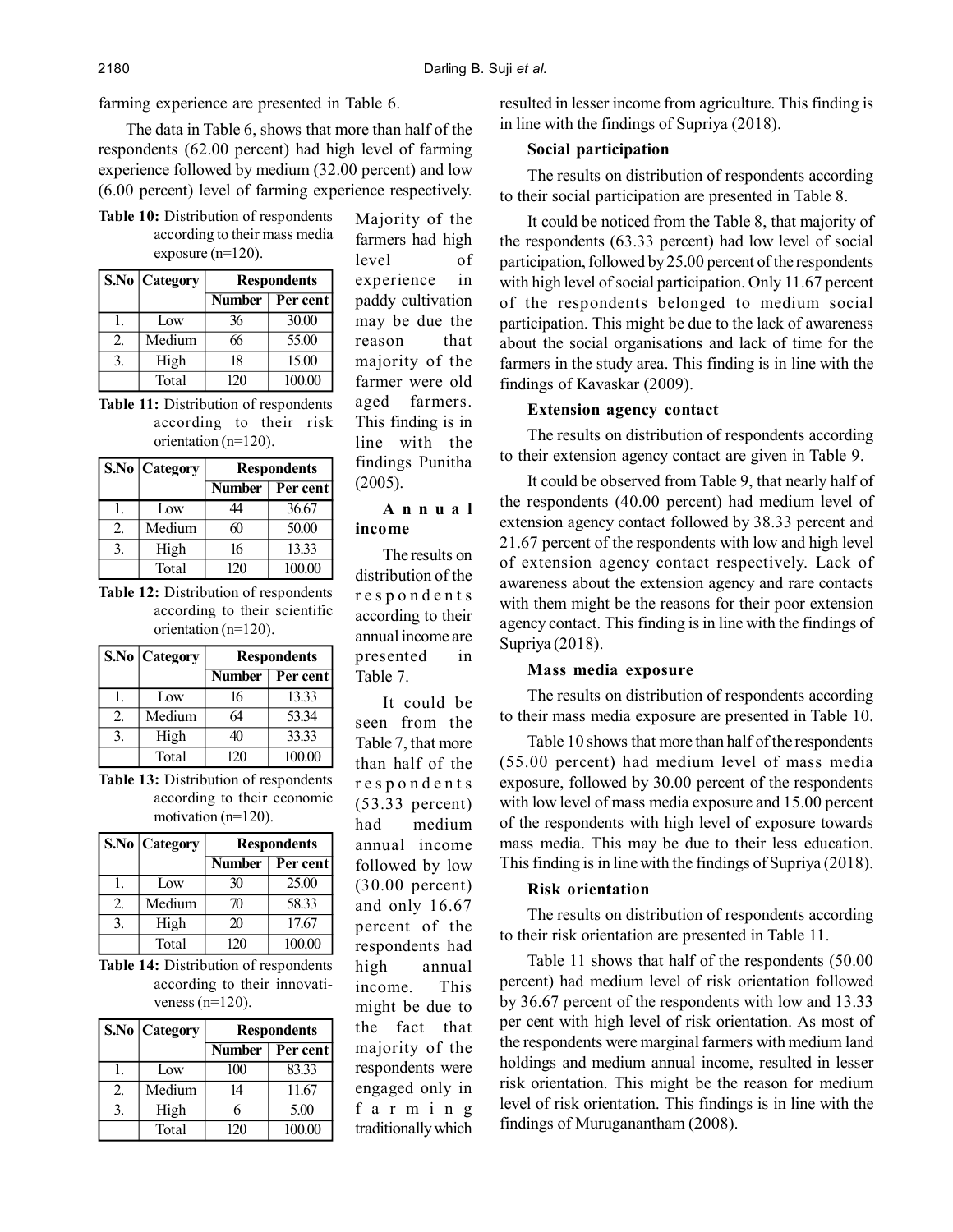farming experience are presented in Table 6.

The data in Table 6, shows that more than half of the respondents (62.00 percent) had high level of farming experience followed by medium (32.00 percent) and low (6.00 percent) level of farming experience respectively. Majority of the farmers had high level of experience in paddy cultivation may be due the reason that majority of the farmer were old aged farmers. This finding is in line with the findings Punitha (2005).

**Table 10:** Distribution of respondents according to their mass media exposure (n=120).

| S.No | Category | Respondents | |
|---|---|---|---|
| | | Number | Per cent |
| 1. | Low | 36 | 30.00 |
| 2. | Medium | 66 | 55.00 |
| 3. | High | 18 | 15.00 |
| | Total | 120 | 100.00 |

**Table 11:** Distribution of respondents according to their risk orientation (n=120).

| S.No | Category | Respondents | |
|---|---|---|---|
| | | Number | Per cent |
| 1. | Low | 44 | 36.67 |
| 2. | Medium | 60 | 50.00 |
| 3. | High | 16 | 13.33 |
| | Total | 120 | 100.00 |

**Table 12:** Distribution of respondents according to their scientific orientation (n=120).

| S.No | Category | Respondents | |
|---|---|---|---|
| | | Number | Per cent |
| 1. | Low | 16 | 13.33 |
| 2. | Medium | 64 | 53.34 |
| 3. | High | 40 | 33.33 |
| | Total | 120 | 100.00 |

**Table 13:** Distribution of respondents according to their economic motivation (n=120).

| S.No | Category | Respondents | |
|---|---|---|---|
| | | Number | Per cent |
| 1. | Low | 30 | 25.00 |
| 2. | Medium | 70 | 58.33 |
| 3. | High | 20 | 17.67 |
| | Total | 120 | 100.00 |

**Table 14:** Distribution of respondents according to their innovativeness (n=120).

| S.No | Category | Respondents | |
|---|---|---|---|
| | | Number | Per cent |
| 1. | Low | 100 | 83.33 |
| 2. | Medium | 14 | 11.67 |
| 3. | High | 6 | 5.00 |
| | Total | 120 | 100.00 |

### Annual income

The results on distribution of the respondents according to their annual income are presented in Table 7.

It could be seen from the Table 7, that more than half of the respondents (53.33 percent) had medium annual income followed by low (30.00 percent) and only 16.67 percent of the respondents had high annual income. This might be due to the fact that majority of the respondents were engaged only in farming traditionally which resulted in lesser income from agriculture. This finding is in line with the findings of Supriya (2018).

### Social participation

The results on distribution of respondents according to their social participation are presented in Table 8.

It could be noticed from the Table 8, that majority of the respondents (63.33 percent) had low level of social participation, followed by 25.00 percent of the respondents with high level of social participation. Only 11.67 percent of the respondents belonged to medium social participation. This might be due to the lack of awareness about the social organisations and lack of time for the farmers in the study area. This finding is in line with the findings of Kavaskar (2009).

### Extension agency contact

The results on distribution of respondents according to their extension agency contact are given in Table 9.

It could be observed from Table 9, that nearly half of the respondents (40.00 percent) had medium level of extension agency contact followed by 38.33 percent and 21.67 percent of the respondents with low and high level of extension agency contact respectively. Lack of awareness about the extension agency and rare contacts with them might be the reasons for their poor extension agency contact. This finding is in line with the findings of Supriya (2018).

### Mass media exposure

The results on distribution of respondents according to their mass media exposure are presented in Table 10.

Table 10 shows that more than half of the respondents (55.00 percent) had medium level of mass media exposure, followed by 30.00 percent of the respondents with low level of mass media exposure and 15.00 percent of the respondents with high level of exposure towards mass media. This may be due to their less education. This finding is in line with the findings of Supriya (2018).

### Risk orientation

The results on distribution of respondents according to their risk orientation are presented in Table 11.

Table 11 shows that half of the respondents (50.00 percent) had medium level of risk orientation followed by 36.67 percent of the respondents with low and 13.33 per cent with high level of risk orientation. As most of the respondents were marginal farmers with medium land holdings and medium annual income, resulted in lesser risk orientation. This might be the reason for medium level of risk orientation. This findings is in line with the findings of Muruganantham (2008).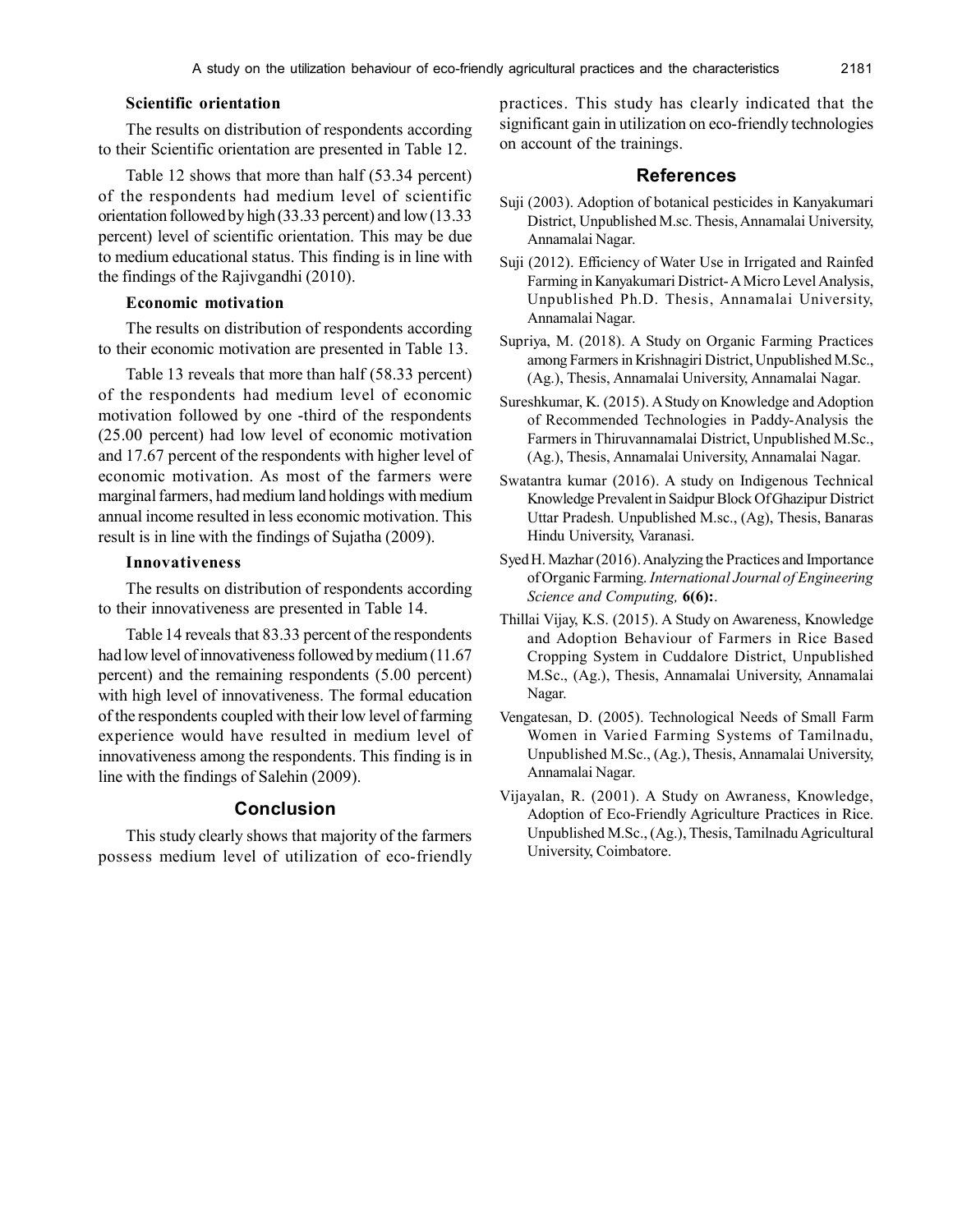### Scientific orientation

The results on distribution of respondents according to their Scientific orientation are presented in Table 12.

Table 12 shows that more than half (53.34 percent) of the respondents had medium level of scientific orientation followed by high (33.33 percent) and low (13.33 percent) level of scientific orientation. This may be due to medium educational status. This finding is in line with the findings of the Rajivgandhi (2010).

### Economic motivation

The results on distribution of respondents according to their economic motivation are presented in Table 13.

Table 13 reveals that more than half (58.33 percent) of the respondents had medium level of economic motivation followed by one -third of the respondents (25.00 percent) had low level of economic motivation and 17.67 percent of the respondents with higher level of economic motivation. As most of the farmers were marginal farmers, had medium land holdings with medium annual income resulted in less economic motivation. This result is in line with the findings of Sujatha (2009).

### Innovativeness

The results on distribution of respondents according to their innovativeness are presented in Table 14.

Table 14 reveals that 83.33 percent of the respondents had low level of innovativeness followed by medium (11.67 percent) and the remaining respondents (5.00 percent) with high level of innovativeness. The formal education of the respondents coupled with their low level of farming experience would have resulted in medium level of innovativeness among the respondents. This finding is in line with the findings of Salehin (2009).

## Conclusion

This study clearly shows that majority of the farmers possess medium level of utilization of eco-friendly practices. This study has clearly indicated that the significant gain in utilization on eco-friendly technologies on account of the trainings.

## References

Suji (2003). Adoption of botanical pesticides in Kanyakumari District, Unpublished M.sc. Thesis, Annamalai University, Annamalai Nagar.

Suji (2012). Efficiency of Water Use in Irrigated and Rainfed Farming in Kanyakumari District- A Micro Level Analysis, Unpublished Ph.D. Thesis, Annamalai University, Annamalai Nagar.

Supriya, M. (2018). A Study on Organic Farming Practices among Farmers in Krishnagiri District, Unpublished M.Sc., (Ag.), Thesis, Annamalai University, Annamalai Nagar.

Sureshkumar, K. (2015). A Study on Knowledge and Adoption of Recommended Technologies in Paddy-Analysis the Farmers in Thiruvannamalai District, Unpublished M.Sc., (Ag.), Thesis, Annamalai University, Annamalai Nagar.

Swatantra kumar (2016). A study on Indigenous Technical Knowledge Prevalent in Saidpur Block Of Ghazipur District Uttar Pradesh. Unpublished M.sc., (Ag), Thesis, Banaras Hindu University, Varanasi.

Syed H. Mazhar (2016). Analyzing the Practices and Importance of Organic Farming. *International Journal of Engineering Science and Computing,* **6(6):**.

Thillai Vijay, K.S. (2015). A Study on Awareness, Knowledge and Adoption Behaviour of Farmers in Rice Based Cropping System in Cuddalore District, Unpublished M.Sc., (Ag.), Thesis, Annamalai University, Annamalai Nagar.

Vengatesan, D. (2005). Technological Needs of Small Farm Women in Varied Farming Systems of Tamilnadu, Unpublished M.Sc., (Ag.), Thesis, Annamalai University, Annamalai Nagar.

Vijayalan, R. (2001). A Study on Awraness, Knowledge, Adoption of Eco-Friendly Agriculture Practices in Rice. Unpublished M.Sc., (Ag.), Thesis, Tamilnadu Agricultural University, Coimbatore.